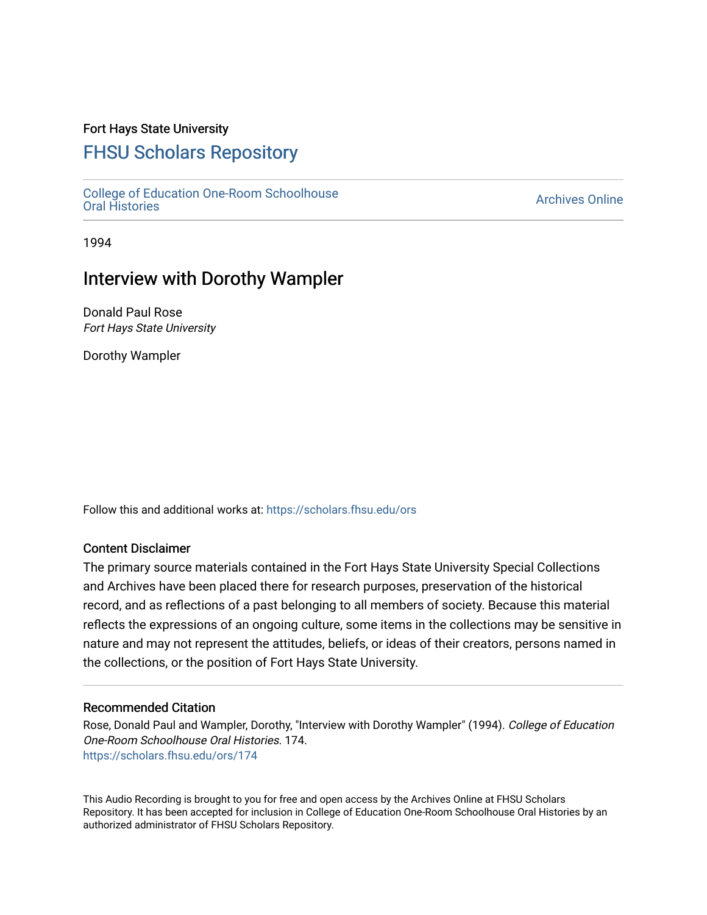Fort Hays State University

# FHSU Scholars Repository

College of Education One-Room Schoolhouse Oral Histories

Archives Online

1994

## Interview with Dorothy Wampler

Donald Paul Rose
*Fort Hays State University*

Dorothy Wampler

Follow this and additional works at: https://scholars.fhsu.edu/ors

### Content Disclaimer

The primary source materials contained in the Fort Hays State University Special Collections and Archives have been placed there for research purposes, preservation of the historical record, and as reflections of a past belonging to all members of society. Because this material reflects the expressions of an ongoing culture, some items in the collections may be sensitive in nature and may not represent the attitudes, beliefs, or ideas of their creators, persons named in the collections, or the position of Fort Hays State University.

### Recommended Citation

Rose, Donald Paul and Wampler, Dorothy, "Interview with Dorothy Wampler" (1994). *College of Education One-Room Schoolhouse Oral Histories*. 174.
https://scholars.fhsu.edu/ors/174

This Audio Recording is brought to you for free and open access by the Archives Online at FHSU Scholars Repository. It has been accepted for inclusion in College of Education One-Room Schoolhouse Oral Histories by an authorized administrator of FHSU Scholars Repository.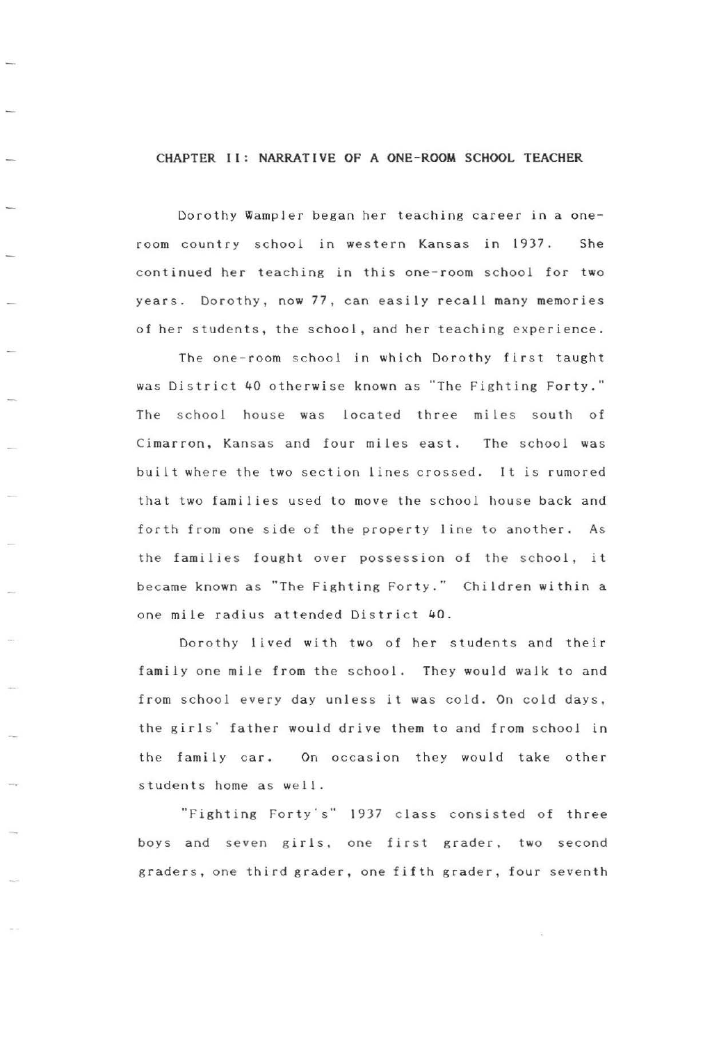## CHAPTER II: NARRATIVE OF A ONE-ROOM SCHOOL TEACHER

Dorothy Wampler began her teaching career in a one-room country school in western Kansas in 1937. She continued her teaching in this one-room school for two years. Dorothy, now 77, can easily recall many memories of her students, the school, and her teaching experience.

The one-room school in which Dorothy first taught was District 40 otherwise known as "The Fighting Forty." The school house was located three miles south of Cimarron, Kansas and four miles east. The school was built where the two section lines crossed. It is rumored that two families used to move the school house back and forth from one side of the property line to another. As the families fought over possession of the school, it became known as "The Fighting Forty." Children within a one mile radius attended District 40.

Dorothy lived with two of her students and their family one mile from the school. They would walk to and from school every day unless it was cold. On cold days, the girls' father would drive them to and from school in the family car. On occasion they would take other students home as well.

"Fighting Forty's" 1937 class consisted of three boys and seven girls, one first grader, two second graders, one third grader, one fifth grader, four seventh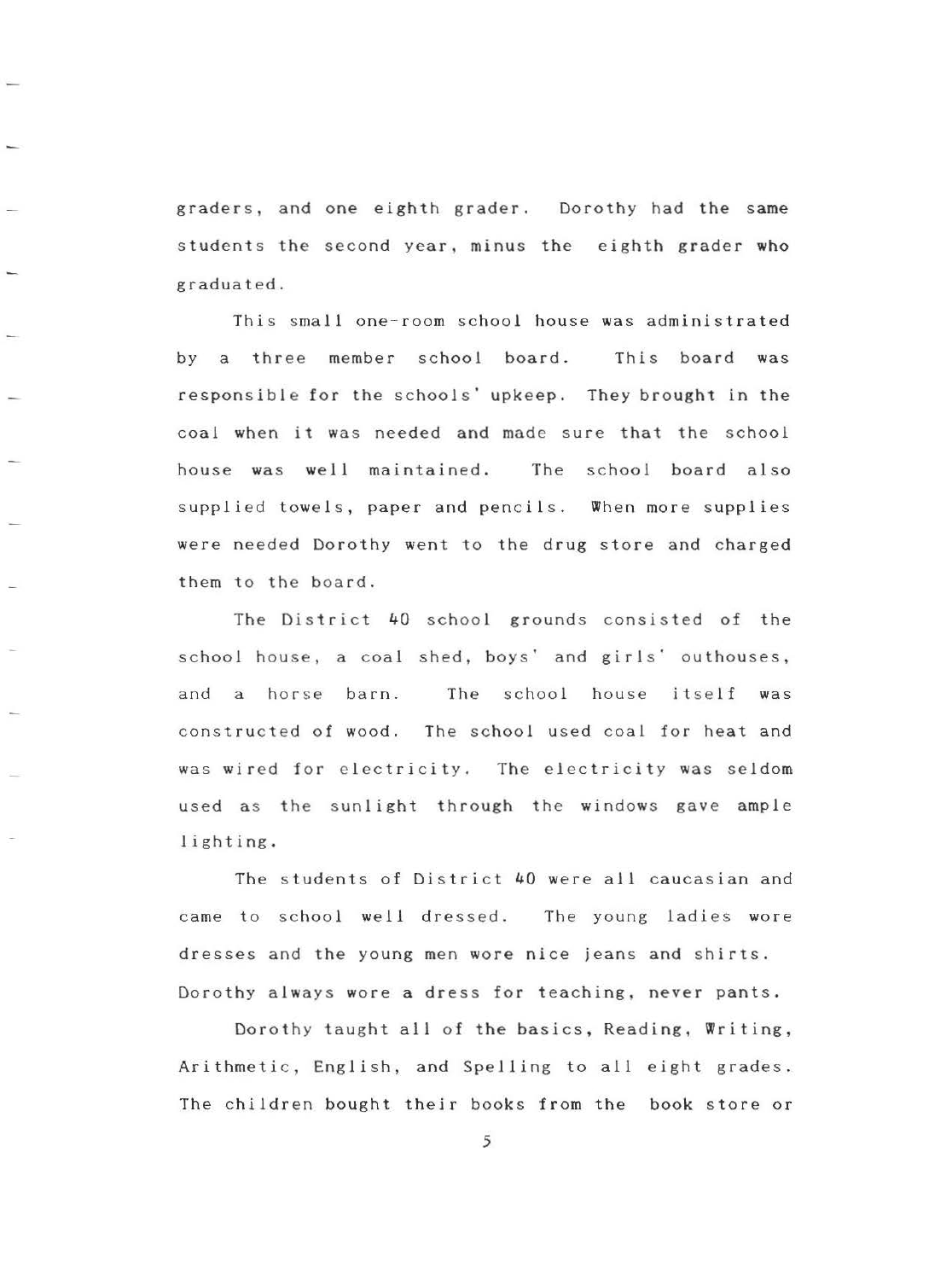graders, and one eighth grader. Dorothy had the same students the second year, minus the eighth grader who graduated.

This small one-room school house was administrated by a three member school board. This board was responsible for the schools' upkeep. They brought in the coal when it was needed and made sure that the school house was well maintained. The school board also supplied towels, paper and pencils. When more supplies were needed Dorothy went to the drug store and charged them to the board.

The District 40 school grounds consisted of the school house, a coal shed, boys' and girls' outhouses, and a horse barn. The school house itself was constructed of wood. The school used coal for heat and was wired for electricity. The electricity was seldom used as the sunlight through the windows gave ample lighting.

The students of District 40 were all caucasian and came to school well dressed. The young ladies wore dresses and the young men wore nice jeans and shirts. Dorothy always wore a dress for teaching, never pants.

Dorothy taught all of the basics, Reading, Writing, Arithmetic, English, and Spelling to all eight grades. The children bought their books from the book store or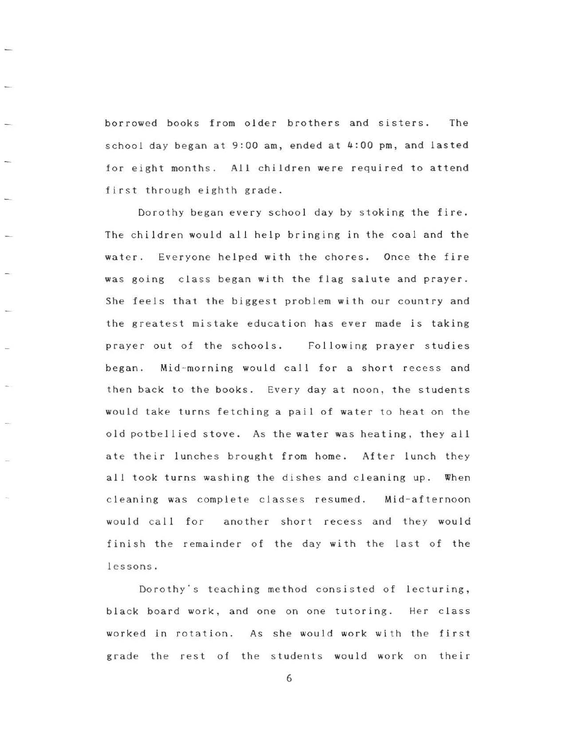borrowed books from older brothers and sisters. The school day began at 9:00 am, ended at 4:00 pm, and lasted for eight months. All children were required to attend first through eighth grade.

Dorothy began every school day by stoking the fire. The children would all help bringing in the coal and the water. Everyone helped with the chores. Once the fire was going class began with the flag salute and prayer. She feels that the biggest problem with our country and the greatest mistake education has ever made is taking prayer out of the schools. Following prayer studies began. Mid-morning would call for a short recess and then back to the books. Every day at noon, the students would take turns fetching a pail of water to heat on the old potbellied stove. As the water was heating, they all ate their lunches brought from home. After lunch they all took turns washing the dishes and cleaning up. When cleaning was complete classes resumed. Mid-afternoon would call for another short recess and they would finish the remainder of the day with the last of the lessons.

Dorothy's teaching method consisted of lecturing, black board work, and one on one tutoring. Her class worked in rotation. As she would work with the first grade the rest of the students would work on their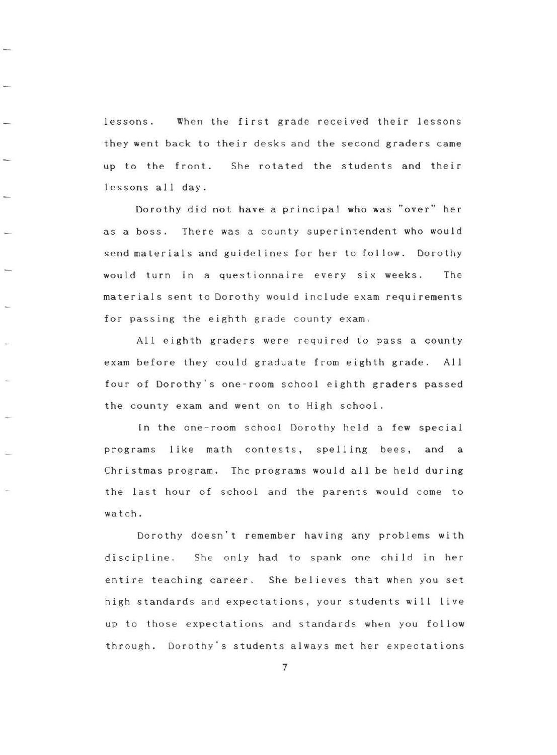lessons. When the first grade received their lessons they went back to their desks and the second graders came up to the front. She rotated the students and their lessons all day.

Dorothy did not have a principal who was "over" her as a boss. There was a county superintendent who would send materials and guidelines for her to follow. Dorothy would turn in a questionnaire every six weeks. The materials sent to Dorothy would include exam requirements for passing the eighth grade county exam.

All eighth graders were required to pass a county exam before they could graduate from eighth grade. All four of Dorothy's one-room school eighth graders passed the county exam and went on to High school.

In the one-room school Dorothy held a few special programs like math contests, spelling bees, and a Christmas program. The programs would all be held during the last hour of school and the parents would come to watch.

Dorothy doesn't remember having any problems with discipline. She only had to spank one child in her entire teaching career. She believes that when you set high standards and expectations, your students will live up to those expectations and standards when you follow through. Dorothy's students always met her expectations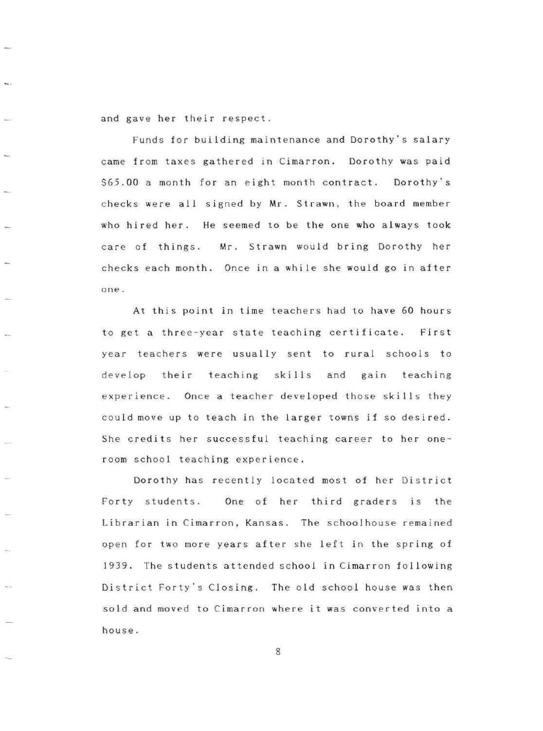and gave her their respect.

Funds for building maintenance and Dorothy's salary came from taxes gathered in Cimarron. Dorothy was paid $65.00 a month for an eight month contract. Dorothy's checks were all signed by Mr. Strawn, the board member who hired her. He seemed to be the one who always took care of things. Mr. Strawn would bring Dorothy her checks each month. Once in a while she would go in after one.

At this point in time teachers had to have 60 hours to get a three-year state teaching certificate. First year teachers were usually sent to rural schools to develop their teaching skills and gain teaching experience. Once a teacher developed those skills they could move up to teach in the larger towns if so desired. She credits her successful teaching career to her one-room school teaching experience.

Dorothy has recently located most of her District Forty students. One of her third graders is the Librarian in Cimarron, Kansas. The schoolhouse remained open for two more years after she left in the spring of 1939. The students attended school in Cimarron following District Forty's Closing. The old school house was then sold and moved to Cimarron where it was converted into a house.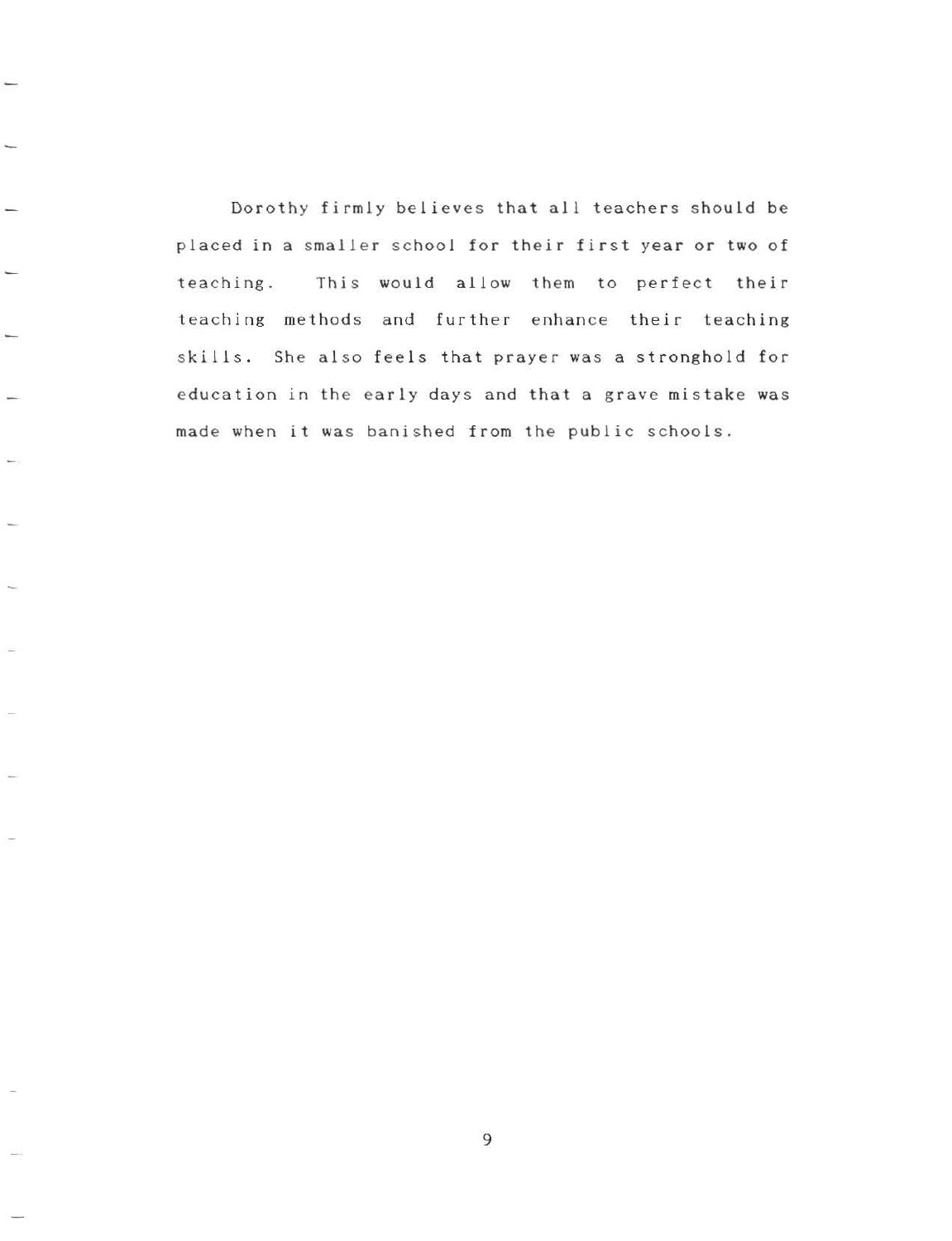Dorothy firmly believes that all teachers should be placed in a smaller school for their first year or two of teaching. This would allow them to perfect their teaching methods and further enhance their teaching skills. She also feels that prayer was a stronghold for education in the early days and that a grave mistake was made when it was banished from the public schools.